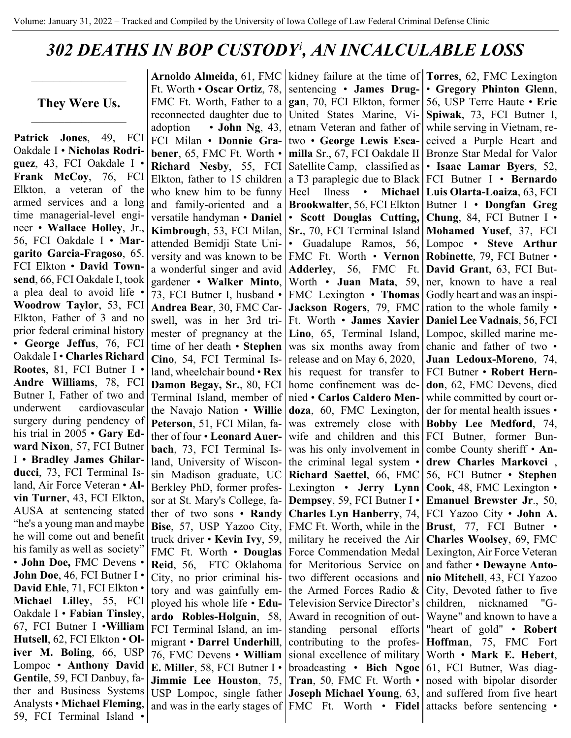# *302 DEATHS IN BOP CUSTODY[i], AN INCALCULABLE LOSS*

## They Were Us.

**Patrick Jones**, 49, FCI Oakdale I • **Nicholas Rodriguez**, 43, FCI Oakdale I • **Frank McCoy**, 76, FCI Elkton, a veteran of the armed services and a long time managerial-level engineer • **Wallace Holley**, Jr., 56, FCI Oakdale I • **Margarito Garcia-Fragoso**, 65. FCI Elkton • **David Townsend**, 66, FCI Oakdale I, took a plea deal to avoid life • **Woodrow Taylor**, 53, FCI Elkton, Father of 3 and no prior federal criminal history • **George Jeffus**, 76, FCI Oakdale I • **Charles Richard Rootes**, 81, FCI Butner I • **Andre Williams**, 78, FCI Butner I, Father of two and underwent cardiovascular surgery during pendency of his trial in 2005 • **Gary Edward Nixon**, 57, FCI Butner I • **Bradley James Ghilarducci**, 73, FCI Terminal Island, Air Force Veteran • **Alvin Turner**, 43, FCI Elkton, AUSA at sentencing stated "he's a young man and maybe he will come out and benefit his family as well as society" • **John Doe,** FMC Devens • **John Doe**, 46, FCI Butner I • **David Ehle**, 71, FCI Elkton • **Michael Lilley**, 55, FCI Oakdale I • **Fabian Tinsley**, 67, FCI Butner I •**William Hutsell**, 62, FCI Elkton • **Oliver M. Boling**, 66, USP Lompoc • **Anthony David Gentile**, 59, FCI Danbuy, father and Business Systems Analysts • **Michael Fleming**, 59, FCI Terminal Island • **Arnoldo Almeida**, 61, FMC Ft. Worth • **Oscar Ortiz**, 78, FMC Ft. Worth, Father to a reconnected daughter due to adoption • **John Ng**, 43, FCI Milan • **Donnie Grabener**, 65, FMC Ft. Worth • **Richard Nesby**, 55, FCI Elkton, father to 15 children who knew him to be funny and family-oriented and a versatile handyman • **Daniel Kimbrough**, 53, FCI Milan, attended Bemidji State University and was known to be a wonderful singer and avid gardener • **Walker Minto**, 73, FCI Butner I, husband • **Andrea Bear**, 30, FMC Carswell, was in her 3rd trimester of pregnancy at the time of her death • **Stephen Cino**, 54, FCI Terminal Island, wheelchair bound • **Rex Damon Begay, Sr.**, 80, FCI Terminal Island, member of the Navajo Nation • **Willie Peterson**, 51, FCI Milan, father of four • **Leonard Auerbach**, 73, FCI Terminal Island, University of Wisconsin Madison graduate, UC Berkley PhD, former professor at St. Mary's College, father of two sons • **Randy Bise**, 57, USP Yazoo City, truck driver • **Kevin Ivy**, 59, FMC Ft. Worth • **Douglas Reid**, 56, FTC Oklahoma City, no prior criminal history and was gainfully employed his whole life • **Eduardo Robles-Holguin**, 58, FCI Terminal Island, an immigrant • **Darrel Underhill**, 76, FMC Devens • **William E. Miller**, 58, FCI Butner I • **Jimmie Lee Houston**, 75, USP Lompoc, single father and was in the early stages of kidney failure at the time of sentencing • **James Druggan**, 70, FCI Elkton, former United States Marine, Vietnam Veteran and father of two • **George Lewis Escamilla** Sr., 67, FCI Oakdale II Satellite Camp, classified as a T3 paraplegic due to Black Heel Ilness • **Michael Brookwalter**, 56, FCI Elkton • **Scott Douglas Cutting, Sr.**, 70, FCI Terminal Island • Guadalupe Ramos, 56, FMC Ft. Worth • **Vernon Adderley**, 56, FMC Ft. Worth • **Juan Mata**, 59, FMC Lexington • **Thomas Jackson Rogers**, 79, FMC Ft. Worth • **James Xavier Lino**, 65, Terminal Island, was six months away from release and on May 6, 2020, his request for transfer to home confinement was denied • **Carlos Caldero Mendoza**, 60, FMC Lexington, was extremely close with wife and children and this was his only involvement in the criminal legal system • **Richard Saettel**, 66, FMC Lexington • **Jerry Lynn Dempsey**, 59, FCI Butner I • **Charles Lyn Hanberry**, 74, FMC Ft. Worth, while in the military he received the Air Force Commendation Medal for Meritorious Service on two different occasions and the Armed Forces Radio & Television Service Director's Award in recognition of outstanding personal efforts contributing to the professional excellence of military broadcasting • **Bich Ngoc Tran**, 50, FMC Ft. Worth • **Joseph Michael Young**, 63, FMC Ft. Worth • **Fidel Torres**, 62, FMC Lexington • **Gregory Phinton Glenn**, 56, USP Terre Haute • **Eric Spiwak**, 73, FCI Butner I, while serving in Vietnam, received a Purple Heart and Bronze Star Medal for Valor • **Isaac Lamar Byers**, 52, FCI Butner I • **Bernardo Luis Olarta-Loaiza**, 63, FCI Butner I • **Dongfan Greg Chung**, 84, FCI Butner I • **Mohamed Yusef**, 37, FCI Lompoc • **Steve Arthur Robinette**, 79, FCI Butner • **David Grant**, 63, FCI Butner, known to have a real Godly heart and was an inspiration to the whole family • **Daniel Lee Vadnais**, 56, FCI Lompoc, skilled marine mechanic and father of two • **Juan Ledoux-Moreno**, 74, FCI Butner • **Robert Herndon**, 62, FMC Devens, died while committed by court order for mental health issues • **Bobby Lee Medford**, 74, FCI Butner, former Buncombe County sheriff • **Andrew Charles Markovci** , 56, FCI Butner • **Stephen Cook**, 48, FMC Lexington • **Emanuel Brewster Jr**., 50, FCI Yazoo City • **John A. Brust**, 77, FCI Butner • **Charles Woolsey**, 69, FMC Lexington, Air Force Veteran and father • **Dewayne Antonio Mitchell**, 43, FCI Yazoo City, Devoted father to five children, nicknamed "G-Wayne" and known to have a "heart of gold" • **Robert Hoffman**, 75, FMC Fort Worth • **Mark E. Hebert**, 61, FCI Butner, Was diagnosed with bipolar disorder and suffered from five heart attacks before sentencing •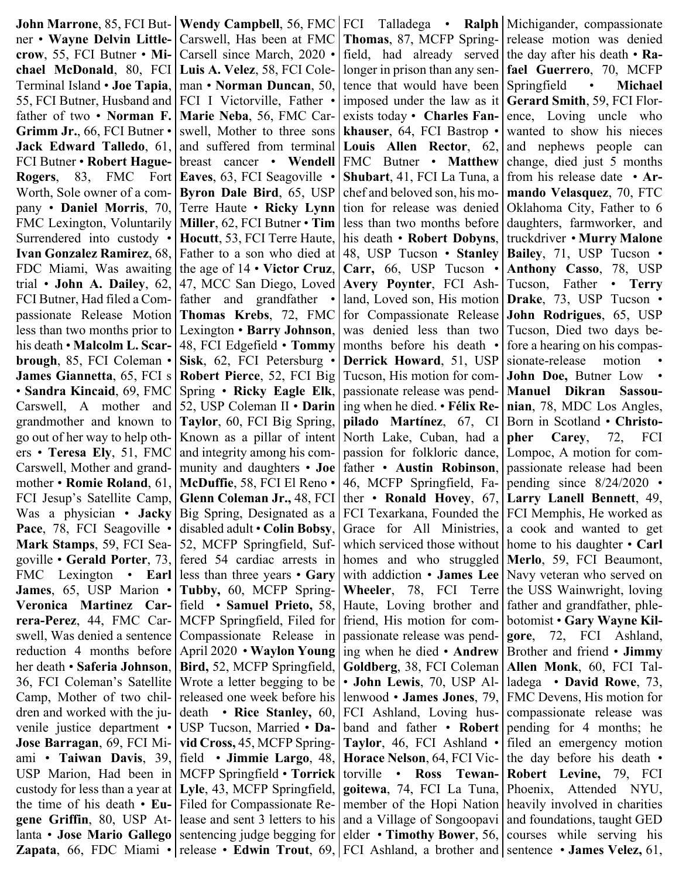**John Marrone**, 85, FCI Butner • **Wayne Delvin Littlecrow**, 55, FCI Butner • **Michael McDonald**, 80, FCI Terminal Island • **Joe Tapia**, 55, FCI Butner, Husband and father of two • **Norman F. Grimm Jr.**, 66, FCI Butner • **Jack Edward Talledo**, 61, FCI Butner • **Robert Hague-Rogers**, 83, FMC Fort Worth, Sole owner of a company • **Daniel Morris**, 70, FMC Lexington, Voluntarily Surrendered into custody • **Ivan Gonzalez Ramirez**, 68, FDC Miami, Was awaiting trial • **John A. Dailey**, 62, FCI Butner, Had filed a Compassionate Release Motion less than two months prior to his death • **Malcolm L. Scarbrough**, 85, FCI Coleman • **James Giannetta**, 65, FCI s • **Sandra Kincaid**, 69, FMC Carswell, A mother and grandmother and known to go out of her way to help others • **Teresa Ely**, 51, FMC Carswell, Mother and grandmother • **Romie Roland**, 61, FCI Jesup's Satellite Camp, Was a physician • **Jacky Pace**, 78, FCI Seagoville • **Mark Stamps**, 59, FCI Seagoville • **Gerald Porter**, 73, FMC Lexington • **Earl James**, 65, USP Marion • **Veronica Martinez Carrera-Perez**, 44, FMC Carswell, Was denied a sentence reduction 4 months before her death • **Saferia Johnson**, 36, FCI Coleman's Satellite Camp, Mother of two children and worked with the juvenile justice department • **Jose Barragan**, 69, FCI Miami • **Taiwan Davis**, 39, USP Marion, Had been in custody for less than a year at the time of his death • **Eugene Griffin**, 80, USP Atlanta • **Jose Mario Gallego Zapata**, 66, FDC Miami • **Wendy Campbell**, 56, FMC Carswell, Has been at FMC Carsell since March, 2020 • **Luis A. Velez**, 58, FCI Coleman • **Norman Duncan**, 50, FCI I Victorville, Father • **Marie Neba**, 56, FMC Carswell, Mother to three sons and suffered from terminal breast cancer • **Wendell Eaves**, 63, FCI Seagoville • **Byron Dale Bird**, 65, USP Terre Haute • **Ricky Lynn Miller**, 62, FCI Butner • **Tim Hocutt**, 53, FCI Terre Haute, Father to a son who died at the age of 14 • **Victor Cruz**, 47, MCC San Diego, Loved father and grandfather • **Thomas Krebs**, 72, FMC Lexington • **Barry Johnson**, 48, FCI Edgefield • **Tommy Sisk**, 62, FCI Petersburg • **Robert Pierce**, 52, FCI Big Spring • **Ricky Eagle Elk**, 52, USP Coleman II • **Darin Taylor**, 60, FCI Big Spring, Known as a pillar of intent and integrity among his community and daughters • **Joe McDuffie**, 58, FCI El Reno • **Glenn Coleman Jr.,** 48, FCI Big Spring, Designated as a disabled adult • **Colin Bobsy**, 52, MCFP Springfield, Suffered 54 cardiac arrests in less than three years • **Gary Tubby,** 60, MCFP Springfield • **Samuel Prieto,** 58, MCFP Springfield, Filed for Compassionate Release in April 2020 • **Waylon Young Bird,** 52, MCFP Springfield, Wrote a letter begging to be released one week before his death • **Rice Stanley,** 60, USP Tucson, Married • **David Cross,** 45, MCFP Springfield • **Jimmie Largo**, 48, MCFP Springfield • **Torrick Lyle**, 43, MCFP Springfield, Filed for Compassionate Release and sent 3 letters to his sentencing judge begging for release • **Edwin Trout**, 69, FCI Talladega • **Ralph Thomas**, 87, MCFP Springfield, had already served longer in prison than any sentence that would have been imposed under the law as it exists today • **Charles Fankhauser**, 64, FCI Bastrop • **Louis Allen Rector**, 62, FMC Butner • **Matthew Shubart**, 41, FCI La Tuna, a chef and beloved son, his motion for release was denied less than two months before his death • **Robert Dobyns**, 48, USP Tucson • **Stanley Carr,** 66, USP Tucson • **Avery Poynter**, FCI Ashland, Loved son, His motion for Compassionate Release was denied less than two months before his death • **Derrick Howard**, 51, USP Tucson, His motion for compassionate release was pending when he died. • **Félix Repilado Martínez**, 67, CI North Lake, Cuban, had a passion for folkloric dance, father • **Austin Robinson**, 46, MCFP Springfield, Father • **Ronald Hovey**, 67, FCI Texarkana, Founded the Grace for All Ministries, which serviced those without homes and who struggled with addiction • **James Lee Wheeler**, 78, FCI Terre Haute, Loving brother and friend, His motion for compassionate release was pending when he died • **Andrew Goldberg**, 38, FCI Coleman • **John Lewis**, 70, USP Allenwood • **James Jones**, 79, FCI Ashland, Loving husband and father • **Robert Taylor**, 46, FCI Ashland • **Horace Nelson**, 64, FCI Victorville • **Ross Tewangoitewa**, 74, FCI La Tuna, member of the Hopi Nation and a Village of Songoopavi elder • **Timothy Bower**, 56, FCI Ashland, a brother and Michigander, compassionate release motion was denied the day after his death • **Rafael Guerrero**, 70, MCFP Springfield • **Michael Gerard Smith**, 59, FCI Florence, Loving uncle who wanted to show his nieces and nephews people can change, died just 5 months from his release date • **Armando Velasquez**, 70, FTC Oklahoma City, Father to 6 daughters, farmworker, and truckdriver • **Murry Malone Bailey**, 71, USP Tucson • **Anthony Casso**, 78, USP Tucson, Father • **Terry Drake**, 73, USP Tucson • **John Rodrigues**, 65, USP Tucson, Died two days before a hearing on his compassionate-release motion • **John Doe,** Butner Low • **Manuel Dikran Sassounian**, 78, MDC Los Angles, Born in Scotland • **Christopher Carey**, 72, FCI Lompoc, A motion for compassionate release had been pending since 8/24/2020 • **Larry Lanell Bennett**, 49, FCI Memphis, He worked as a cook and wanted to get home to his daughter • **Carl Merlo**, 59, FCI Beaumont, Navy veteran who served on the USS Wainwright, loving father and grandfather, phlebotomist • **Gary Wayne Kilgore**, 72, FCI Ashland, Brother and friend • **Jimmy Allen Monk**, 60, FCI Talladega • **David Rowe**, 73, FMC Devens, His motion for compassionate release was pending for 4 months; he filed an emergency motion the day before his death • **Robert Levine,** 79, FCI Phoenix, Attended NYU, heavily involved in charities and foundations, taught GED courses while serving his sentence • **James Velez,** 61,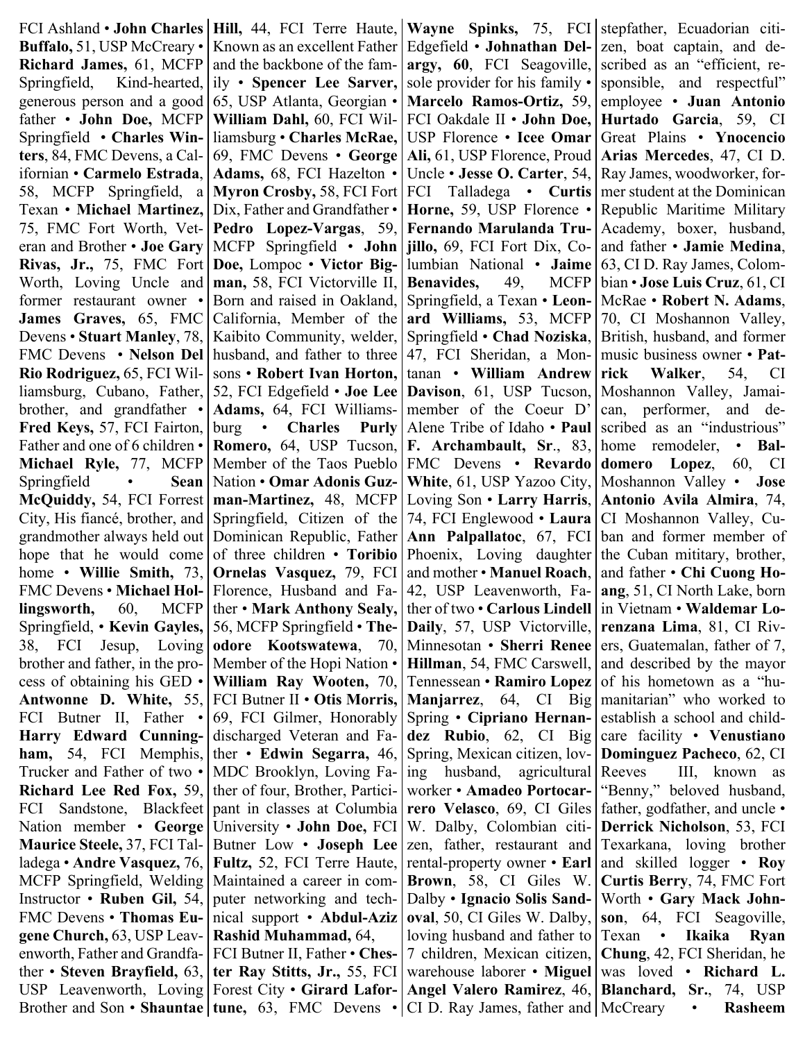FCI Ashland • **John Charles Buffalo,** 51, USP McCreary • **Richard James,** 61, MCFP Springfield, Kind-hearted, generous person and a good father • **John Doe,** MCFP Springfield • **Charles Winters**, 84, FMC Devens, a Californian • **Carmelo Estrada**, 58, MCFP Springfield, a Texan • **Michael Martinez,** 75, FMC Fort Worth, Veteran and Brother • **Joe Gary Rivas, Jr.,** 75, FMC Fort Worth, Loving Uncle and former restaurant owner • **James Graves,** 65, FMC Devens • **Stuart Manley**, 78, FMC Devens • **Nelson Del Rio Rodriguez,** 65, FCI Williamsburg, Cubano, Father, brother, and grandfather • **Fred Keys,** 57, FCI Fairton, Father and one of 6 children • **Michael Ryle,** 77, MCFP Springfield • **Sean McQuiddy,** 54, FCI Forrest City, His fiancé, brother, and grandmother always held out hope that he would come home • **Willie Smith,** 73, FMC Devens • **Michael Hollingsworth,** 60, MCFP Springfield, • **Kevin Gayles,** 38, FCI Jesup, Loving brother and father, in the process of obtaining his GED • **Antwonne D. White,** 55, FCI Butner II, Father • **Harry Edward Cunningham,** 54, FCI Memphis, Trucker and Father of two • **Richard Lee Red Fox,** 59, FCI Sandstone, Blackfeet Nation member • **George Maurice Steele,** 37, FCI Talladega • **Andre Vasquez,** 76, MCFP Springfield, Welding Instructor • **Ruben Gil,** 54, FMC Devens • **Thomas Eugene Church,** 63, USP Leavenworth, Father and Grandfather • **Steven Brayfield,** 63, USP Leavenworth, Loving Brother and Son • **Shauntae Hill,** 44, FCI Terre Haute, Known as an excellent Father and the backbone of the family • **Spencer Lee Sarver,** 65, USP Atlanta, Georgian • **William Dahl,** 60, FCI Williamsburg • **Charles McRae,** 69, FMC Devens • **George Adams,** 68, FCI Hazelton • **Myron Crosby,** 58, FCI Fort Dix, Father and Grandfather • **Pedro Lopez-Vargas**, 59, MCFP Springfield • **John Doe,** Lompoc • **Victor Bigman,** 58, FCI Victorville II, Born and raised in Oakland, California, Member of the Kaibito Community, welder, husband, and father to three sons • **Robert Ivan Horton,** 52, FCI Edgefield • **Joe Lee Adams,** 64, FCI Williamsburg • **Charles Purly Romero,** 64, USP Tucson, Member of the Taos Pueblo Nation • **Omar Adonis Guzman-Martinez,** 48, MCFP Springfield, Citizen of the Dominican Republic, Father of three children • **Toribio Ornelas Vasquez,** 79, FCI Florence, Husband and Father • **Mark Anthony Sealy,** 56, MCFP Springfield • **Theodore Kootswatewa**, 70, Member of the Hopi Nation • **William Ray Wooten,** 70, FCI Butner II • **Otis Morris,** 69, FCI Gilmer, Honorably discharged Veteran and Father • **Edwin Segarra,** 46, MDC Brooklyn, Loving Father of four, Brother, Participant in classes at Columbia University • **John Doe,** FCI Butner Low • **Joseph Lee Fultz,** 52, FCI Terre Haute, Maintained a career in computer networking and technical support • **Abdul-Aziz Rashid Muhammad,** 64, FCI Butner II, Father • **Chester Ray Stitts, Jr.,** 55, FCI Forest City • **Girard Lafortune,** 63, FMC Devens • **Wayne Spinks,** 75, FCI Edgefield • **Johnathan Delargy, 60**, FCI Seagoville, sole provider for his family • **Marcelo Ramos-Ortiz,** 59, FCI Oakdale II • **John Doe,** USP Florence • **Icee Omar Ali,** 61, USP Florence, Proud Uncle • **Jesse O. Carter**, 54, FCI Talladega • **Curtis Horne,** 59, USP Florence • **Fernando Marulanda Trujillo,** 69, FCI Fort Dix, Columbian National • **Jaime Benavides,** 49, MCFP Springfield, a Texan • **Leonard Williams,** 53, MCFP Springfield • **Chad Noziska**, 47, FCI Sheridan, a Montanan • **William Andrew Davison**, 61, USP Tucson, member of the Coeur D' Alene Tribe of Idaho • **Paul F. Archambault, Sr**., 83, FMC Devens • **Revardo White**, 61, USP Yazoo City, Loving Son • **Larry Harris**, 74, FCI Englewood • **Laura Ann Palpallatoc**, 67, FCI Phoenix, Loving daughter and mother • **Manuel Roach**, 42, USP Leavenworth, Father of two • **Carlous Lindell Daily**, 57, USP Victorville, Minnesotan • **Sherri Renee Hillman**, 54, FMC Carswell, Tennessean • **Ramiro Lopez Manjarrez**, 64, CI Big Spring • **Cipriano Hernandez Rubio**, 62, CI Big Spring, Mexican citizen, loving husband, agricultural worker • **Amadeo Portocarrero Velasco**, 69, CI Giles W. Dalby, Colombian citizen, father, restaurant and rental-property owner • **Earl Brown**, 58, CI Giles W. Dalby • **Ignacio Solis Sandoval**, 50, CI Giles W. Dalby, loving husband and father to 7 children, Mexican citizen, warehouse laborer • **Miguel Angel Valero Ramirez**, 46, CI D. Ray James, father and stepfather, Ecuadorian citizen, boat captain, and described as an "efficient, responsible, and respectful" employee • **Juan Antonio Hurtado Garcia**, 59, CI Great Plains • **Ynocencio Arias Mercedes**, 47, CI D. Ray James, woodworker, former student at the Dominican Republic Maritime Military Academy, boxer, husband, and father • **Jamie Medina**, 63, CI D. Ray James, Colombian • **Jose Luis Cruz**, 61, CI McRae • **Robert N. Adams**, 70, CI Moshannon Valley, British, husband, and former music business owner • **Patrick Walker**, 54, CI Moshannon Valley, Jamaican, performer, and described as an "industrious" home remodeler, • **Baldomero Lopez**, 60, CI Moshannon Valley • **Jose Antonio Avila Almira**, 74, CI Moshannon Valley, Cuban and former member of the Cuban mititary, brother, and father • **Chi Cuong Hoang**, 51, CI North Lake, born in Vietnam • **Waldemar Lorenzana Lima**, 81, CI Rivers, Guatemalan, father of 7, and described by the mayor of his hometown as a "humanitarian" who worked to establish a school and childcare facility • **Venustiano Dominguez Pacheco**, 62, CI Reeves III, known as "Benny," beloved husband, father, godfather, and uncle • **Derrick Nicholson**, 53, FCI Texarkana, loving brother and skilled logger • **Roy Curtis Berry**, 74, FMC Fort Worth • **Gary Mack Johnson**, 64, FCI Seagoville, Texan • **Ikaika Ryan Chung**, 42, FCI Sheridan, he was loved • **Richard L. Blanchard, Sr.**, 74, USP McCreary • **Rasheem**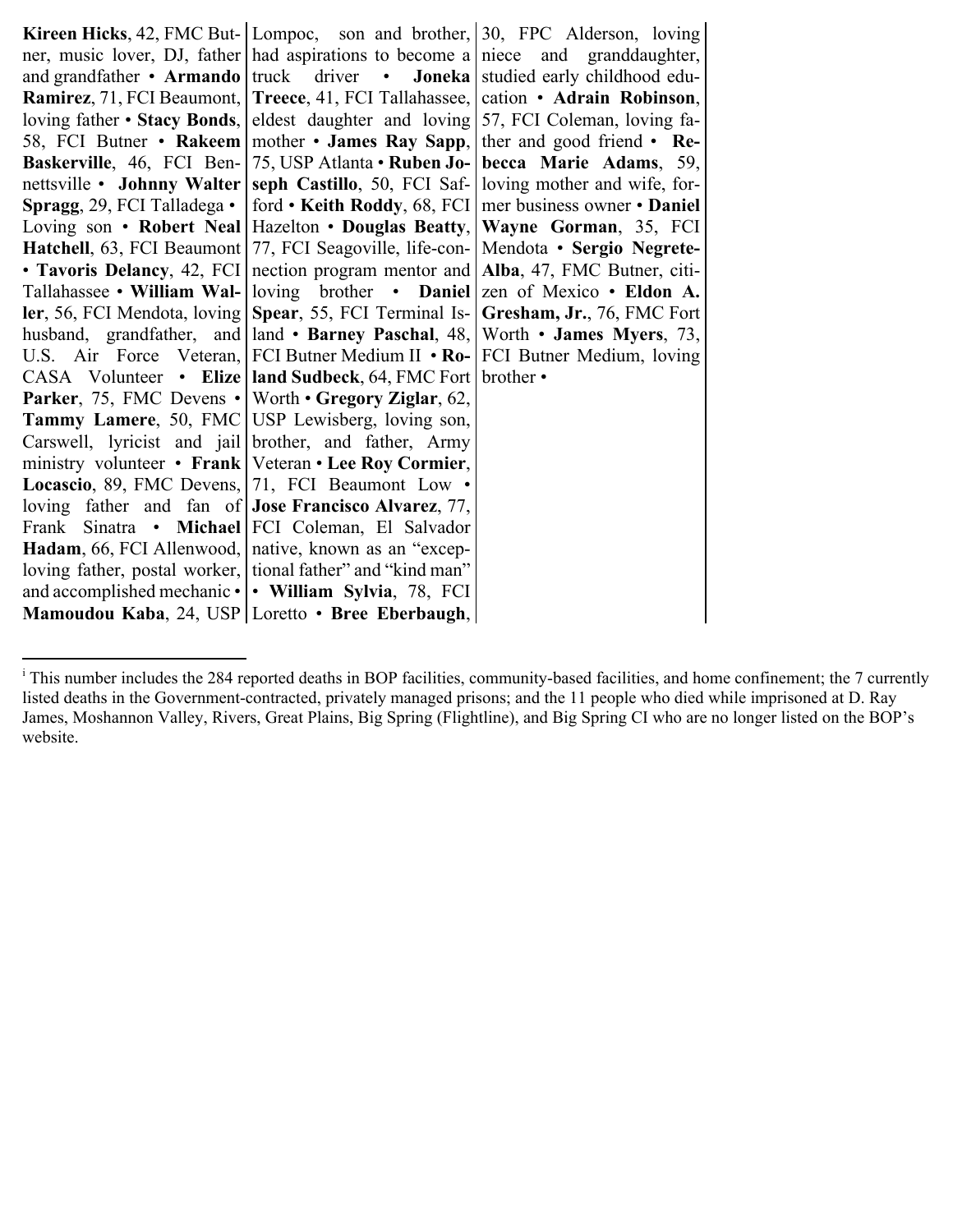**Kireen Hicks**, 42, FMC Butner, music lover, DJ, father and grandfather • **Armando Ramirez**, 71, FCI Beaumont, loving father • **Stacy Bonds**, 58, FCI Butner • **Rakeem Baskerville**, 46, FCI Bennettsville • **Johnny Walter Spragg**, 29, FCI Talladega • Loving son • **Robert Neal Hatchell**, 63, FCI Beaumont • **Tavoris Delancy**, 42, FCI Tallahassee • **William Waller**, 56, FCI Mendota, loving husband, grandfather, and U.S. Air Force Veteran, CASA Volunteer • **Elize Parker**, 75, FMC Devens • **Tammy Lamere**, 50, FMC Carswell, lyricist and jail ministry volunteer • **Frank Locascio**, 89, FMC Devens, loving father and fan of Frank Sinatra • **Michael Hadam**, 66, FCI Allenwood, loving father, postal worker, and accomplished mechanic • **Mamoudou Kaba**, 24, USP Lompoc, son and brother, had aspirations to become a truck driver • **Joneka Treece**, 41, FCI Tallahassee, eldest daughter and loving mother • **James Ray Sapp**, 75, USP Atlanta • **Ruben Joseph Castillo**, 50, FCI Safford • **Keith Roddy**, 68, FCI Hazelton • **Douglas Beatty**, 77, FCI Seagoville, life-connection program mentor and loving brother • **Daniel Spear**, 55, FCI Terminal Island • **Barney Paschal**, 48, FCI Butner Medium II • **Roland Sudbeck**, 64, FMC Fort Worth • **Gregory Ziglar**, 62, USP Lewisberg, loving son, brother, and father, Army Veteran • **Lee Roy Cormier**, 71, FCI Beaumont Low • **Jose Francisco Alvarez**, 77, FCI Coleman, El Salvador native, known as an "exceptional father" and "kind man" • **William Sylvia**, 78, FCI Loretto • **Bree Eberbaugh**, 30, FPC Alderson, loving niece and granddaughter, studied early childhood education • **Adrain Robinson**, 57, FCI Coleman, loving father and good friend • **Rebecca Marie Adams**, 59, loving mother and wife, former business owner • **Daniel Wayne Gorman**, 35, FCI Mendota • **Sergio Negrete-Alba**, 47, FMC Butner, citizen of Mexico • **Eldon A. Gresham, Jr.**, 76, FMC Fort Worth • **James Myers**, 73, FCI Butner Medium, loving brother •

---

[i] This number includes the 284 reported deaths in BOP facilities, community-based facilities, and home confinement; the 7 currently listed deaths in the Government-contracted, privately managed prisons; and the 11 people who died while imprisoned at D. Ray James, Moshannon Valley, Rivers, Great Plains, Big Spring (Flightline), and Big Spring CI who are no longer listed on the BOP's website.